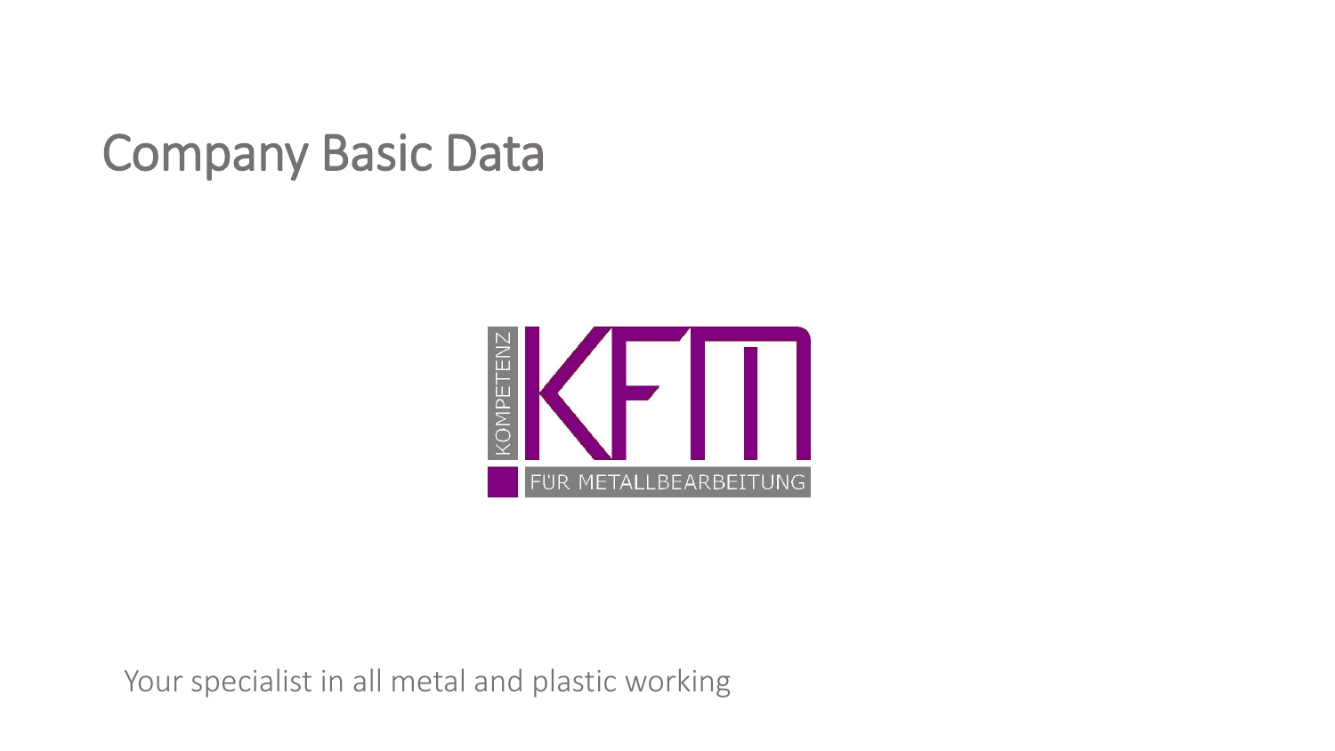# Company Basic Data

KOMPETENZ

KFM

FÜR METALLBEARBEITUNG

Your specialist in all metal and plastic working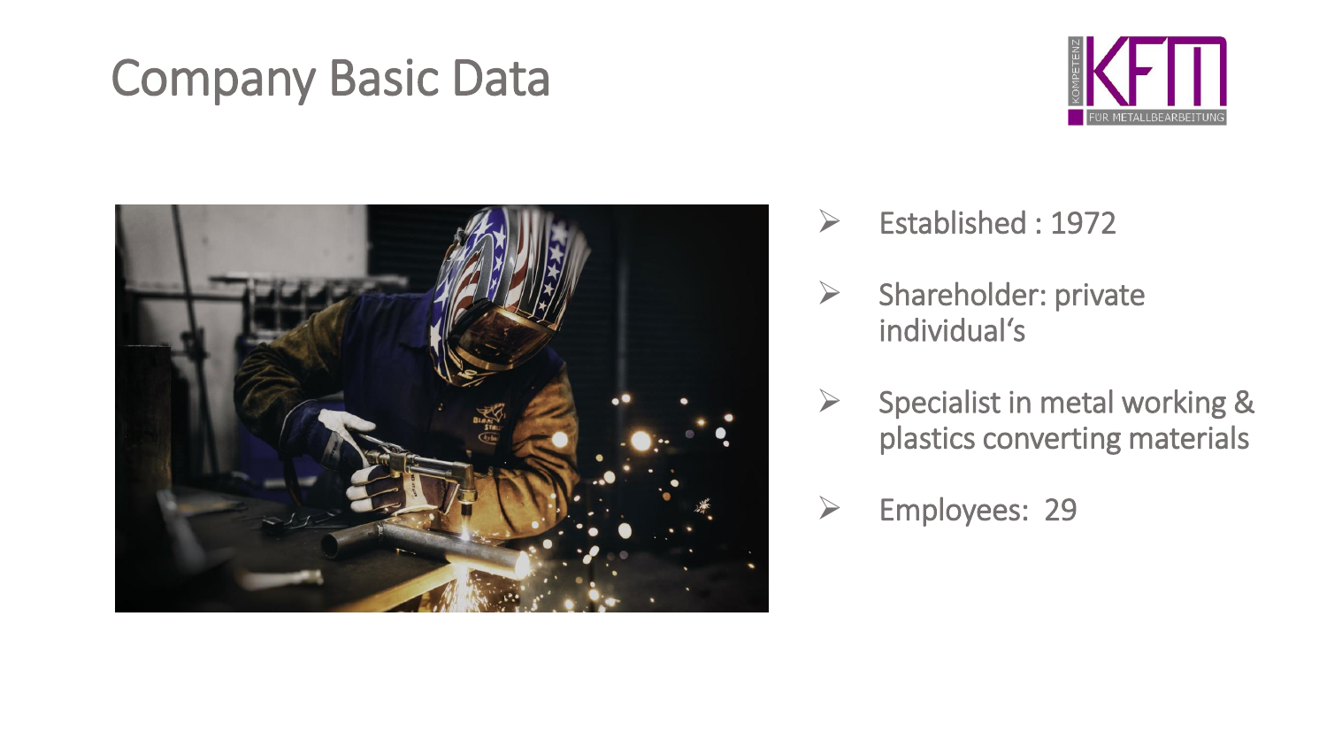# Company Basic Data

- Established : 1972
- Shareholder: private individual‘s
- Specialist in metal working & plastics converting materials
- Employees: 29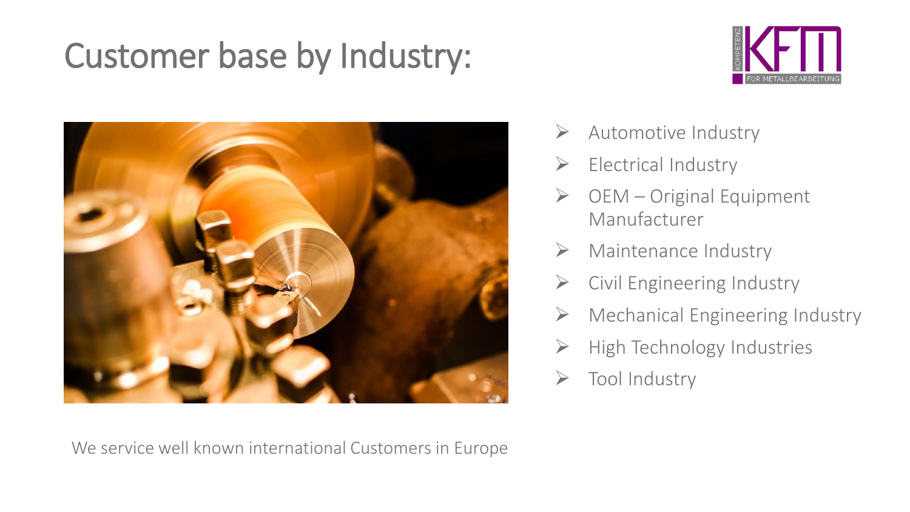# Customer base by Industry:

- Automotive Industry
- Electrical Industry
- OEM – Original Equipment Manufacturer
- Maintenance Industry
- Civil Engineering Industry
- Mechanical Engineering Industry
- High Technology Industries
- Tool Industry

We service well known international Customers in Europe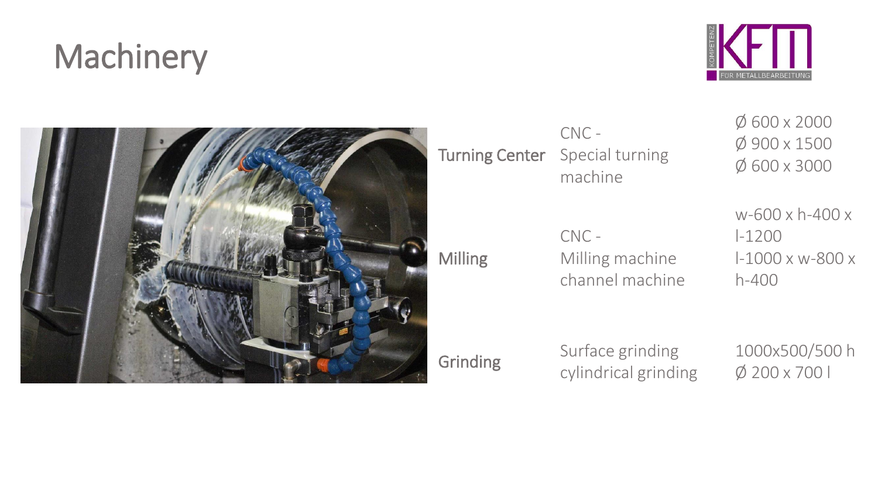# Machinery

| | | |
|---|---|---|
| Turning Center | CNC - Special turning machine | Ø 600 x 2000<br>Ø 900 x 1500<br>Ø 600 x 3000 |
| Milling | CNC - Milling machine channel machine | w-600 x h-400 x l-1200<br>l-1000 x w-800 x h-400 |
| Grinding | Surface grinding cylindrical grinding | 1000x500/500 h<br>Ø 200 x 700 l |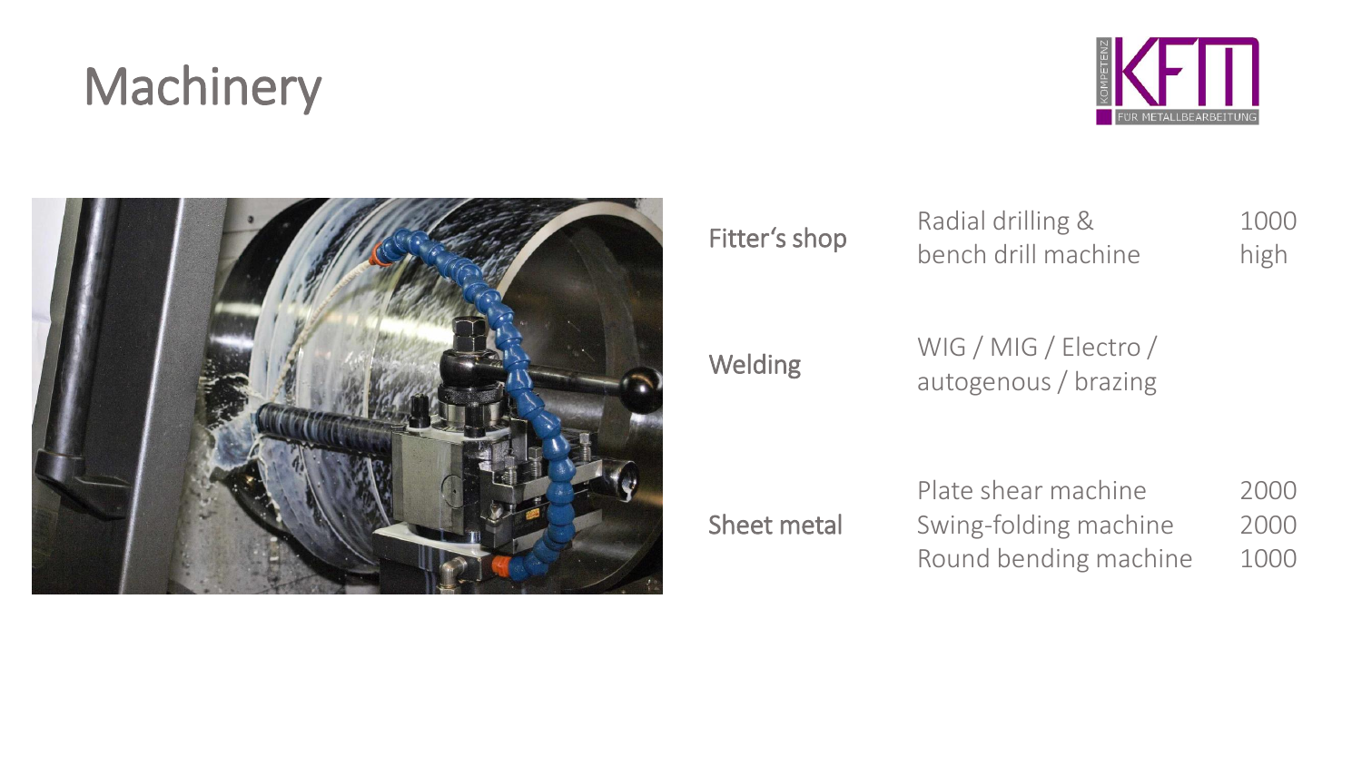# Machinery

| | | |
|---|---|---|
| Fitter's shop | Radial drilling & bench drill machine | 1000 high |
| Welding | WIG / MIG / Electro / autogenous / brazing | |
| Sheet metal | Plate shear machine | 2000 |
| | Swing-folding machine | 2000 |
| | Round bending machine | 1000 |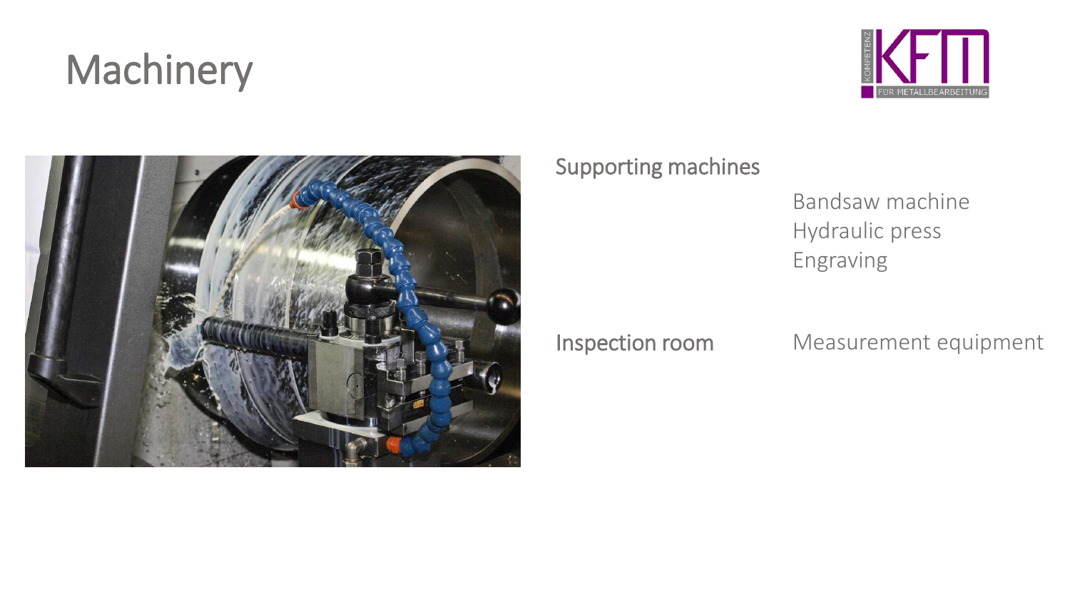# Machinery

| | |
|---|---|
| Supporting machines | Bandsaw machine<br>Hydraulic press<br>Engraving |
| Inspection room | Measurement equipment |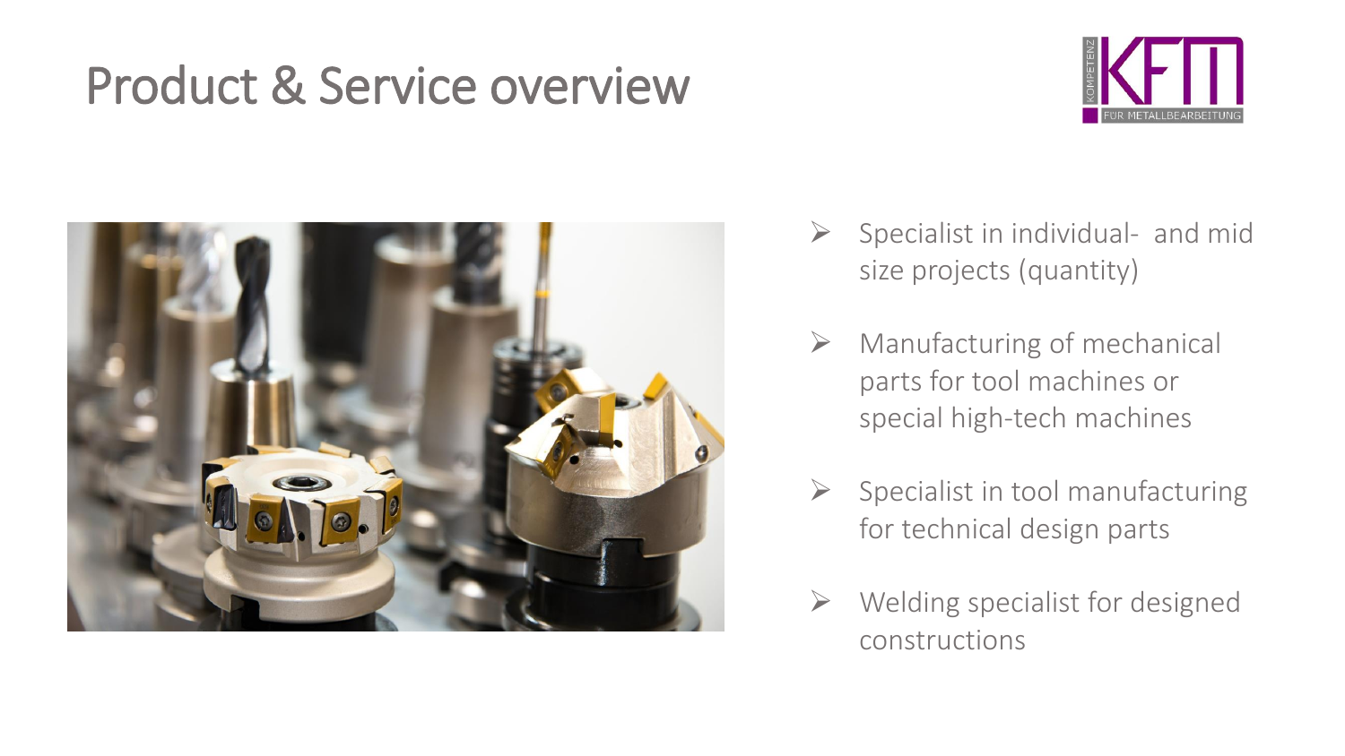# Product & Service overview

- Specialist in individual- and mid size projects (quantity)
- Manufacturing of mechanical parts for tool machines or special high-tech machines
- Specialist in tool manufacturing for technical design parts
- Welding specialist for designed constructions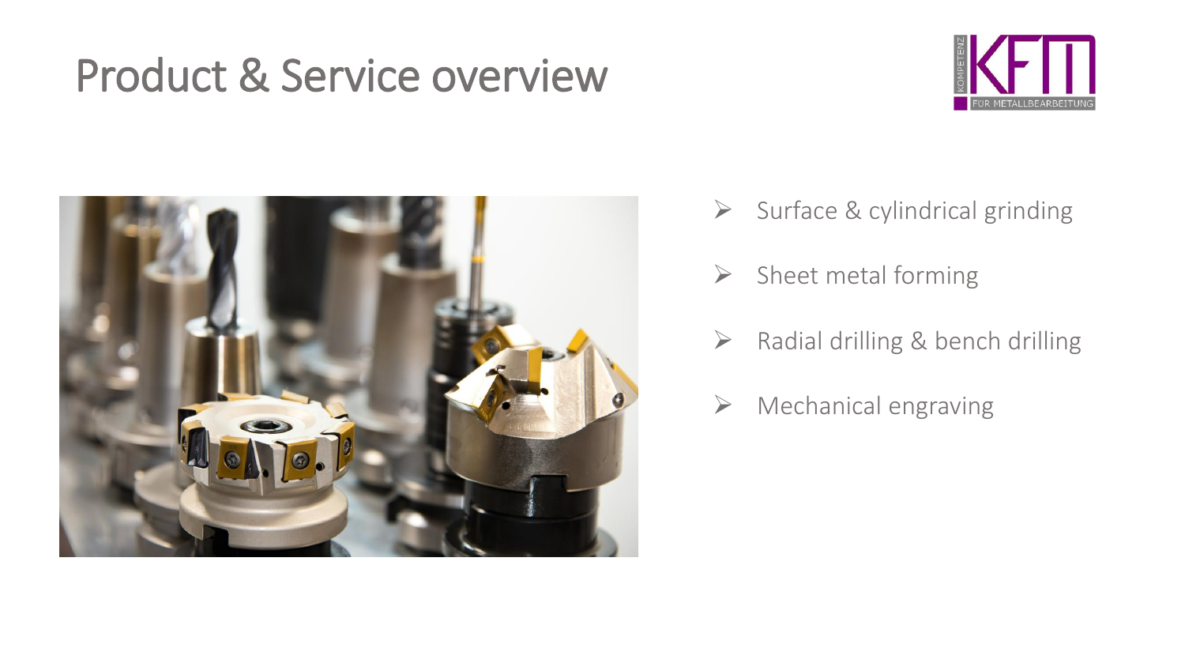# Product & Service overview

- Surface & cylindrical grinding
- Sheet metal forming
- Radial drilling & bench drilling
- Mechanical engraving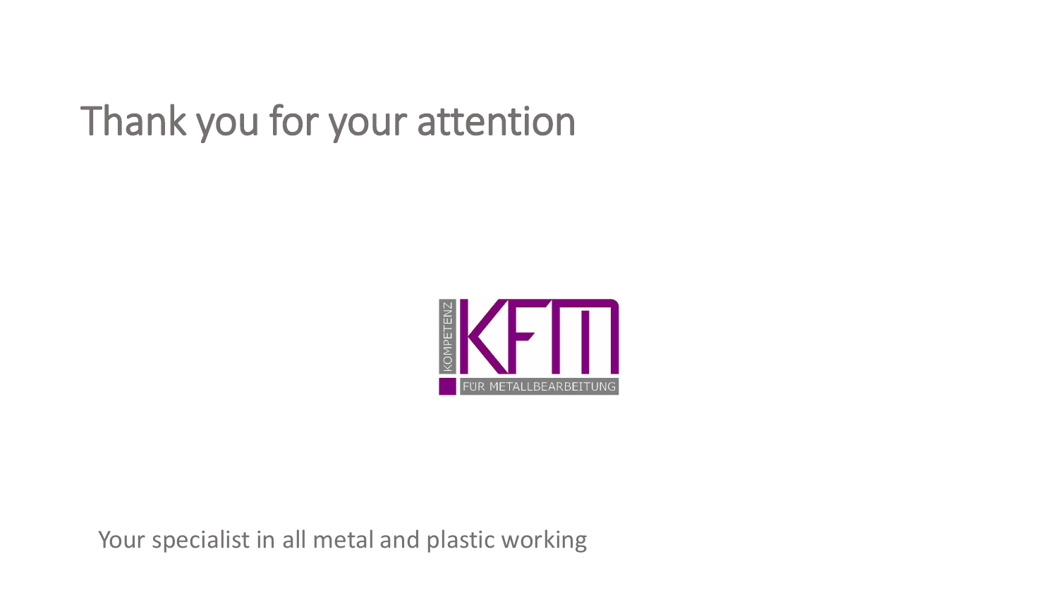# Thank you for your attention

KOMPETENZ KFM FÜR METALLBEARBEITUNG

Your specialist in all metal and plastic working